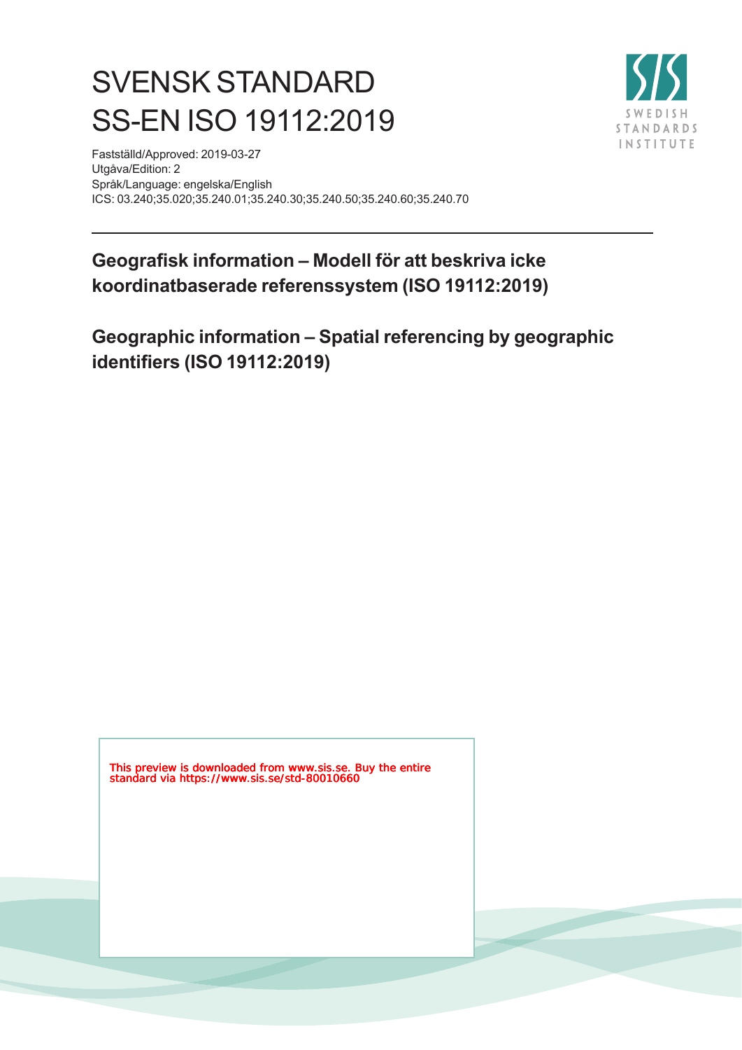# SVENSK STANDARD
# SS-EN ISO 19112:2019

Fastställd/Approved: 2019-03-27
Utgåva/Edition: 2
Språk/Language: engelska/English
ICS: 03.240;35.020;35.240.01;35.240.30;35.240.50;35.240.60;35.240.70

**Geografisk information – Modell för att beskriva icke koordinatbaserade referenssystem (ISO 19112:2019)**

**Geographic information – Spatial referencing by geographic identifiers (ISO 19112:2019)**

This preview is downloaded from www.sis.se. Buy the entire standard via https://www.sis.se/std-80010660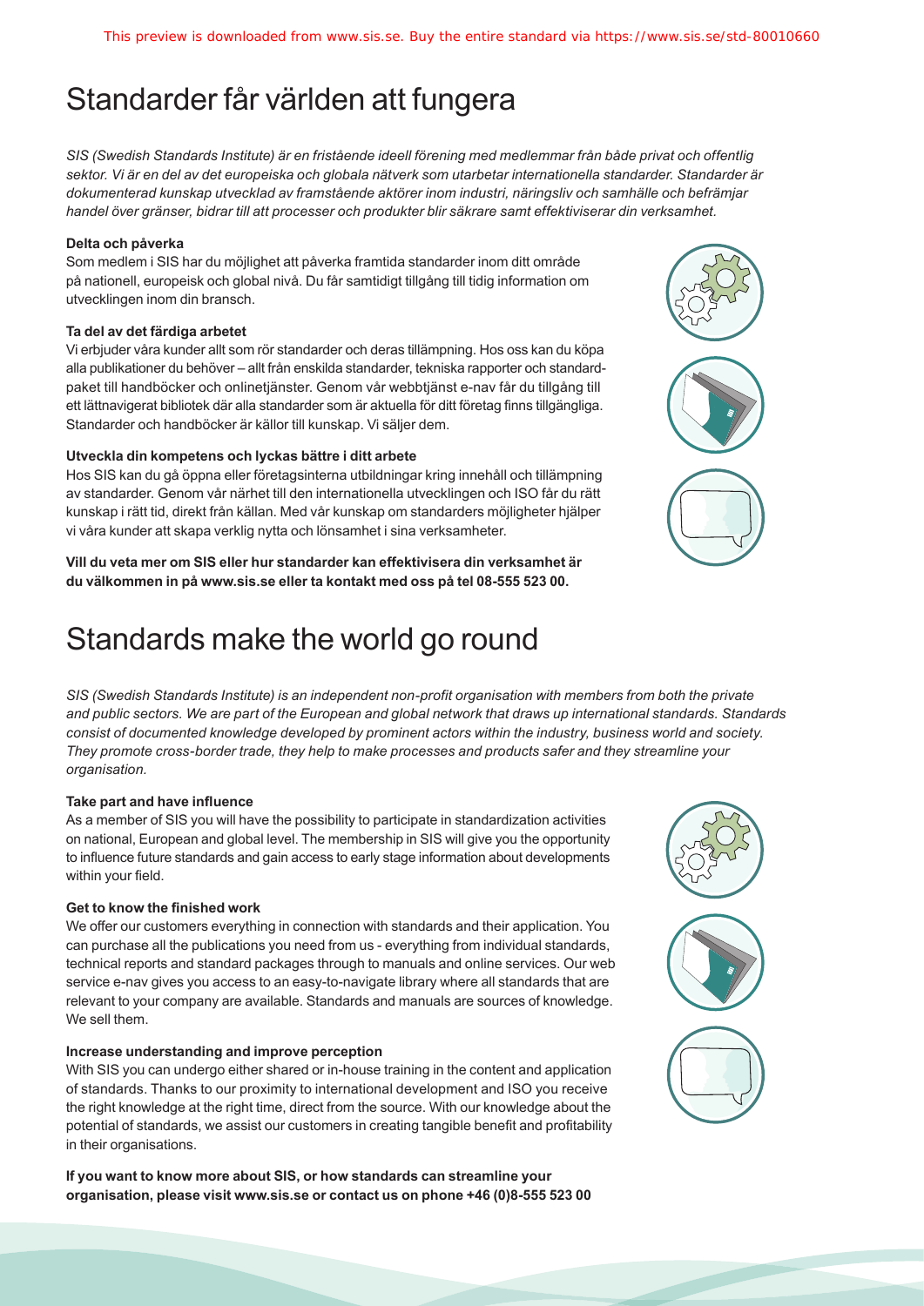# Standarder får världen att fungera

*SIS (Swedish Standards Institute) är en fristående ideell förening med medlemmar från både privat och offentlig sektor. Vi är en del av det europeiska och globala nätverk som utarbetar internationella standarder. Standarder är dokumenterad kunskap utvecklad av framstående aktörer inom industri, näringsliv och samhälle och befrämjar handel över gränser, bidrar till att processer och produkter blir säkrare samt effektiviserar din verksamhet.*

**Delta och påverka**

Som medlem i SIS har du möjlighet att påverka framtida standarder inom ditt område på nationell, europeisk och global nivå. Du får samtidigt tillgång till tidig information om utvecklingen inom din bransch.

**Ta del av det färdiga arbetet**

Vi erbjuder våra kunder allt som rör standarder och deras tillämpning. Hos oss kan du köpa alla publikationer du behöver – allt från enskilda standarder, tekniska rapporter och standardpaket till handböcker och onlinetjänster. Genom vår webbtjänst e-nav får du tillgång till ett lättnavigerat bibliotek där alla standarder som är aktuella för ditt företag finns tillgängliga. Standarder och handböcker är källor till kunskap. Vi säljer dem.

**Utveckla din kompetens och lyckas bättre i ditt arbete**

Hos SIS kan du gå öppna eller företagsinterna utbildningar kring innehåll och tillämpning av standarder. Genom vår närhet till den internationella utvecklingen och ISO får du rätt kunskap i rätt tid, direkt från källan. Med vår kunskap om standarders möjligheter hjälper vi våra kunder att skapa verklig nytta och lönsamhet i sina verksamheter.

**Vill du veta mer om SIS eller hur standarder kan effektivisera din verksamhet är du välkommen in på www.sis.se eller ta kontakt med oss på tel 08-555 523 00.**

# Standards make the world go round

*SIS (Swedish Standards Institute) is an independent non-profit organisation with members from both the private and public sectors. We are part of the European and global network that draws up international standards. Standards consist of documented knowledge developed by prominent actors within the industry, business world and society. They promote cross-border trade, they help to make processes and products safer and they streamline your organisation.*

**Take part and have influence**

As a member of SIS you will have the possibility to participate in standardization activities on national, European and global level. The membership in SIS will give you the opportunity to influence future standards and gain access to early stage information about developments within your field.

**Get to know the finished work**

We offer our customers everything in connection with standards and their application. You can purchase all the publications you need from us - everything from individual standards, technical reports and standard packages through to manuals and online services. Our web service e-nav gives you access to an easy-to-navigate library where all standards that are relevant to your company are available. Standards and manuals are sources of knowledge. We sell them.

**Increase understanding and improve perception**

With SIS you can undergo either shared or in-house training in the content and application of standards. Thanks to our proximity to international development and ISO you receive the right knowledge at the right time, direct from the source. With our knowledge about the potential of standards, we assist our customers in creating tangible benefit and profitability in their organisations.

**If you want to know more about SIS, or how standards can streamline your organisation, please visit www.sis.se or contact us on phone +46 (0)8-555 523 00**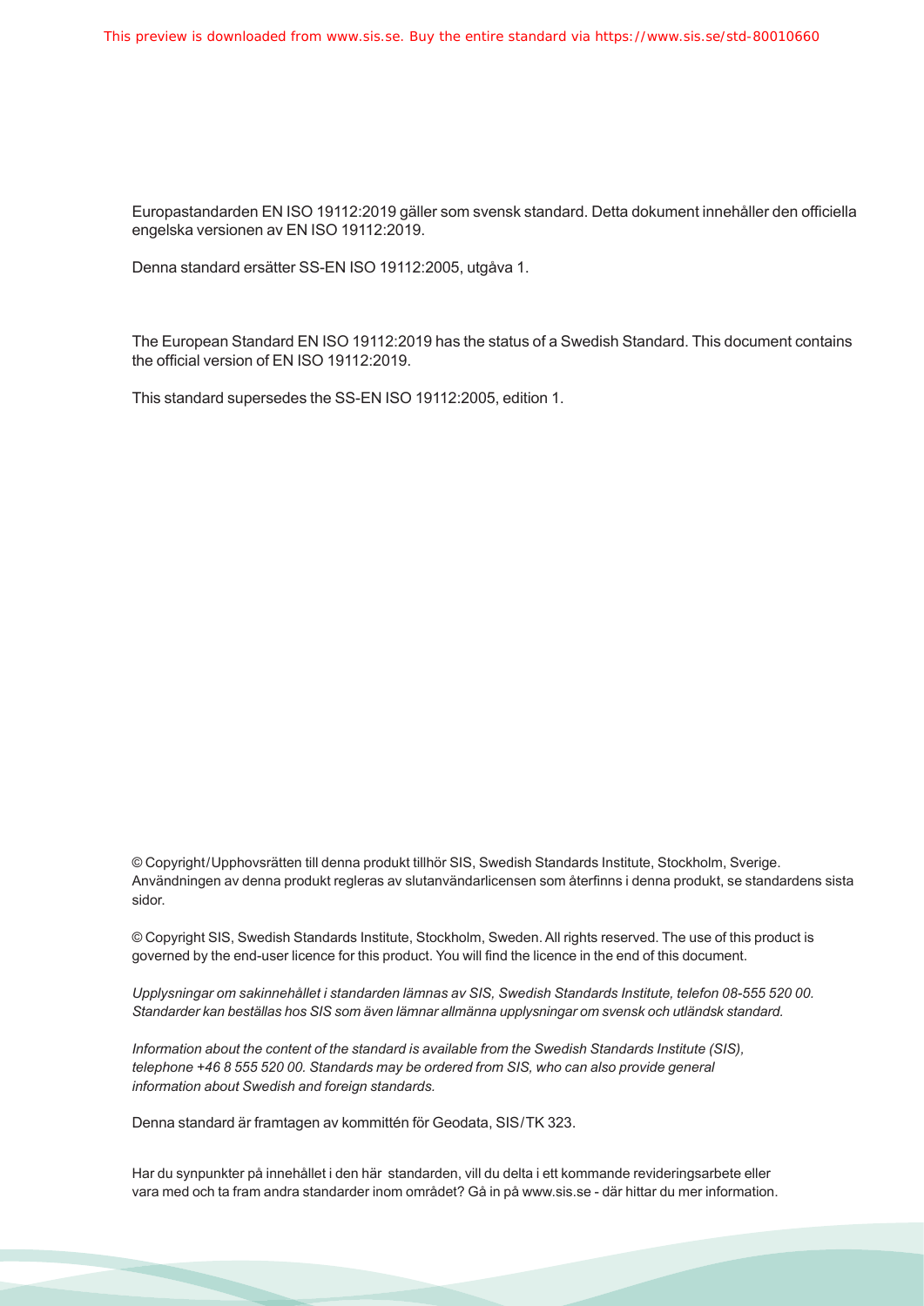Europastandarden EN ISO 19112:2019 gäller som svensk standard. Detta dokument innehåller den officiella engelska versionen av EN ISO 19112:2019.

Denna standard ersätter SS-EN ISO 19112:2005, utgåva 1.

The European Standard EN ISO 19112:2019 has the status of a Swedish Standard. This document contains the official version of EN ISO 19112:2019.

This standard supersedes the SS-EN ISO 19112:2005, edition 1.

© Copyright/Upphovsrätten till denna produkt tillhör SIS, Swedish Standards Institute, Stockholm, Sverige. Användningen av denna produkt regleras av slutanvändarlicensen som återfinns i denna produkt, se standardens sista sidor.

© Copyright SIS, Swedish Standards Institute, Stockholm, Sweden. All rights reserved. The use of this product is governed by the end-user licence for this product. You will find the licence in the end of this document.

*Upplysningar om sakinnehållet i standarden lämnas av SIS, Swedish Standards Institute, telefon 08-555 520 00. Standarder kan beställas hos SIS som även lämnar allmänna upplysningar om svensk och utländsk standard.*

*Information about the content of the standard is available from the Swedish Standards Institute (SIS), telephone +46 8 555 520 00. Standards may be ordered from SIS, who can also provide general information about Swedish and foreign standards.*

Denna standard är framtagen av kommittén för Geodata, SIS/TK 323.

Har du synpunkter på innehållet i den här standarden, vill du delta i ett kommande revideringsarbete eller vara med och ta fram andra standarder inom området? Gå in på www.sis.se - där hittar du mer information.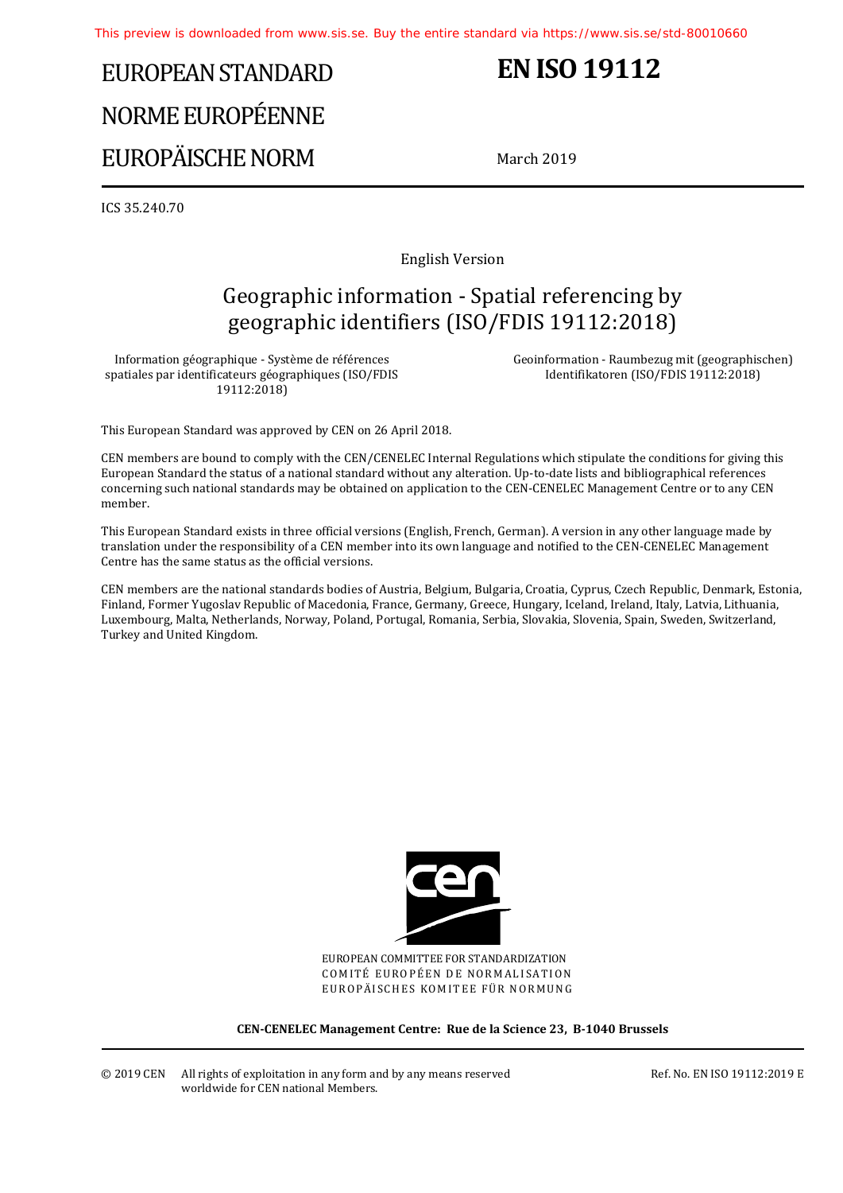# EUROPEAN STANDARD
# NORME EUROPÉENNE
# EUROPÄISCHE NORM

# EN ISO 19112

March 2019

ICS 35.240.70

English Version

## Geographic information - Spatial referencing by geographic identifiers (ISO/FDIS 19112:2018)

Information géographique - Système de références spatiales par identificateurs géographiques (ISO/FDIS 19112:2018)

Geoinformation - Raumbezug mit (geographischen) Identifikatoren (ISO/FDIS 19112:2018)

This European Standard was approved by CEN on 26 April 2018.

CEN members are bound to comply with the CEN/CENELEC Internal Regulations which stipulate the conditions for giving this European Standard the status of a national standard without any alteration. Up-to-date lists and bibliographical references concerning such national standards may be obtained on application to the CEN-CENELEC Management Centre or to any CEN member.

This European Standard exists in three official versions (English, French, German). A version in any other language made by translation under the responsibility of a CEN member into its own language and notified to the CEN-CENELEC Management Centre has the same status as the official versions.

CEN members are the national standards bodies of Austria, Belgium, Bulgaria, Croatia, Cyprus, Czech Republic, Denmark, Estonia, Finland, Former Yugoslav Republic of Macedonia, France, Germany, Greece, Hungary, Iceland, Ireland, Italy, Latvia, Lithuania, Luxembourg, Malta, Netherlands, Norway, Poland, Portugal, Romania, Serbia, Slovakia, Slovenia, Spain, Sweden, Switzerland, Turkey and United Kingdom.

EUROPEAN COMMITTEE FOR STANDARDIZATION
COMITÉ EUROPÉEN DE NORMALISATION
EUROPÄISCHES KOMITEE FÜR NORMUNG

**CEN-CENELEC Management Centre: Rue de la Science 23, B-1040 Brussels**

© 2019 CEN All rights of exploitation in any form and by any means reserved worldwide for CEN national Members.

Ref. No. EN ISO 19112:2019 E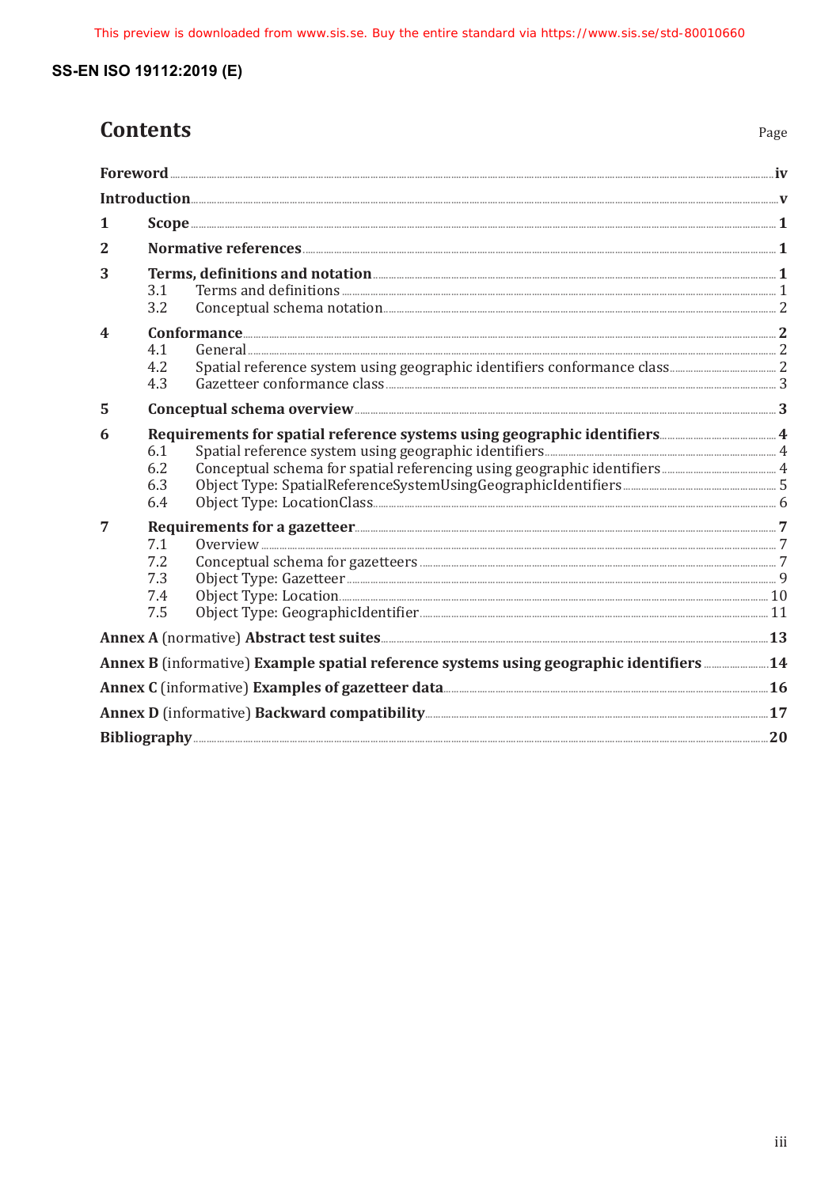# Contents

Page

**Foreword** .... **iv**

**Introduction** .... **v**

**1 Scope** .... **1**

**2 Normative references** .... **1**

**3 Terms, definitions and notation** .... **1**

- 3.1 Terms and definitions .... 1
- 3.2 Conceptual schema notation .... 2

**4 Conformance** .... **2**

- 4.1 General .... 2
- 4.2 Spatial reference system using geographic identifiers conformance class .... 2
- 4.3 Gazetteer conformance class .... 3

**5 Conceptual schema overview** .... **3**

**6 Requirements for spatial reference systems using geographic identifiers** .... **4**

- 6.1 Spatial reference system using geographic identifiers .... 4
- 6.2 Conceptual schema for spatial referencing using geographic identifiers .... 4
- 6.3 Object Type: SpatialReferenceSystemUsingGeographicIdentifiers .... 5
- 6.4 Object Type: LocationClass .... 6

**7 Requirements for a gazetteer** .... **7**

- 7.1 Overview .... 7
- 7.2 Conceptual schema for gazetteers .... 7
- 7.3 Object Type: Gazetteer .... 9
- 7.4 Object Type: Location .... 10
- 7.5 Object Type: GeographicIdentifier .... 11

**Annex A** (normative) **Abstract test suites** .... **13**

**Annex B** (informative) **Example spatial reference systems using geographic identifiers** .... **14**

**Annex C** (informative) **Examples of gazetteer data** .... **16**

**Annex D** (informative) **Backward compatibility** .... **17**

**Bibliography** .... **20**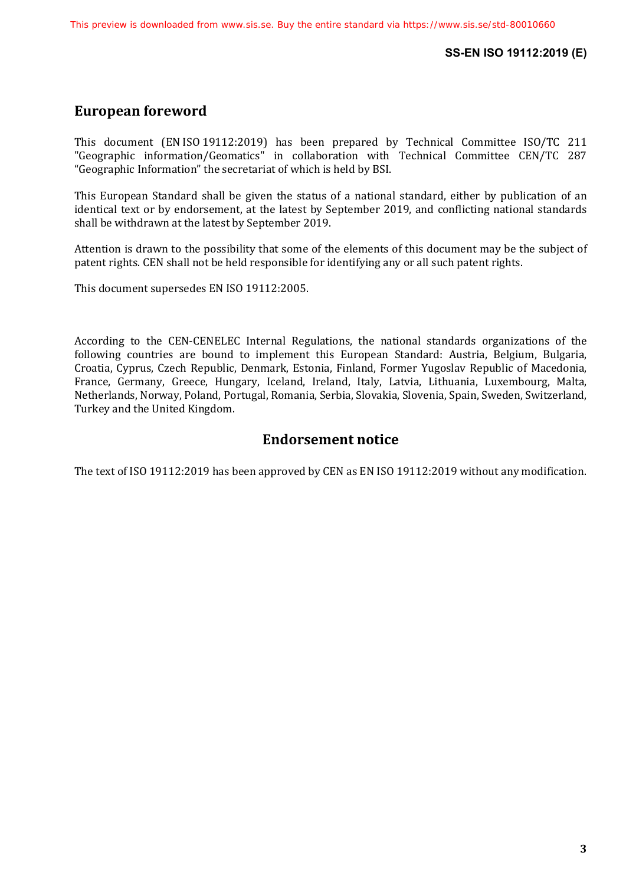## European foreword

This document (EN ISO 19112:2019) has been prepared by Technical Committee ISO/TC 211 "Geographic information/Geomatics" in collaboration with Technical Committee CEN/TC 287 “Geographic Information” the secretariat of which is held by BSI.

This European Standard shall be given the status of a national standard, either by publication of an identical text or by endorsement, at the latest by September 2019, and conflicting national standards shall be withdrawn at the latest by September 2019.

Attention is drawn to the possibility that some of the elements of this document may be the subject of patent rights. CEN shall not be held responsible for identifying any or all such patent rights.

This document supersedes EN ISO 19112:2005.

According to the CEN-CENELEC Internal Regulations, the national standards organizations of the following countries are bound to implement this European Standard: Austria, Belgium, Bulgaria, Croatia, Cyprus, Czech Republic, Denmark, Estonia, Finland, Former Yugoslav Republic of Macedonia, France, Germany, Greece, Hungary, Iceland, Ireland, Italy, Latvia, Lithuania, Luxembourg, Malta, Netherlands, Norway, Poland, Portugal, Romania, Serbia, Slovakia, Slovenia, Spain, Sweden, Switzerland, Turkey and the United Kingdom.

## Endorsement notice

The text of ISO 19112:2019 has been approved by CEN as EN ISO 19112:2019 without any modification.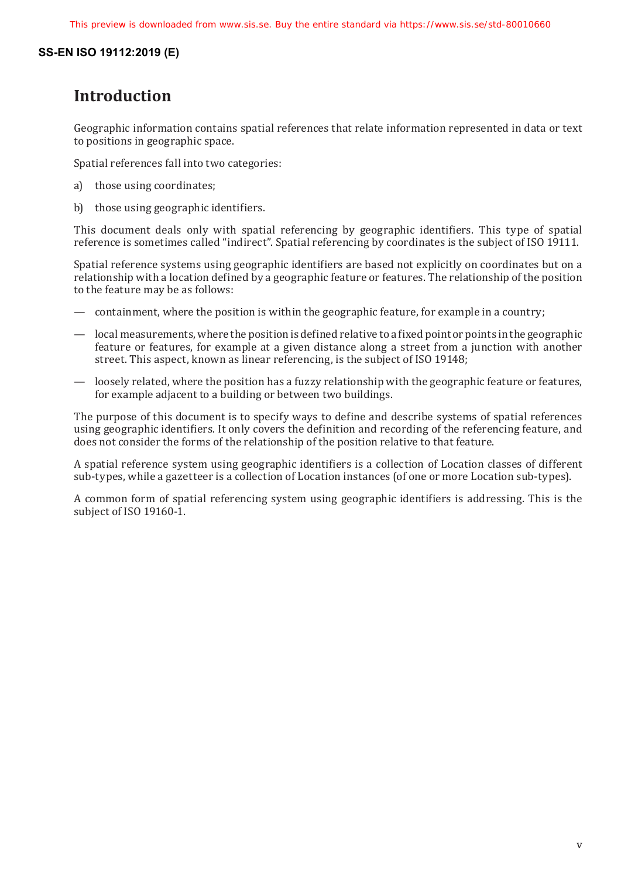# Introduction

Geographic information contains spatial references that relate information represented in data or text to positions in geographic space.

Spatial references fall into two categories:

a) those using coordinates;

b) those using geographic identifiers.

This document deals only with spatial referencing by geographic identifiers. This type of spatial reference is sometimes called "indirect". Spatial referencing by coordinates is the subject of ISO 19111.

Spatial reference systems using geographic identifiers are based not explicitly on coordinates but on a relationship with a location defined by a geographic feature or features. The relationship of the position to the feature may be as follows:

— containment, where the position is within the geographic feature, for example in a country;

— local measurements, where the position is defined relative to a fixed point or points in the geographic feature or features, for example at a given distance along a street from a junction with another street. This aspect, known as linear referencing, is the subject of ISO 19148;

— loosely related, where the position has a fuzzy relationship with the geographic feature or features, for example adjacent to a building or between two buildings.

The purpose of this document is to specify ways to define and describe systems of spatial references using geographic identifiers. It only covers the definition and recording of the referencing feature, and does not consider the forms of the relationship of the position relative to that feature.

A spatial reference system using geographic identifiers is a collection of Location classes of different sub-types, while a gazetteer is a collection of Location instances (of one or more Location sub-types).

A common form of spatial referencing system using geographic identifiers is addressing. This is the subject of ISO 19160-1.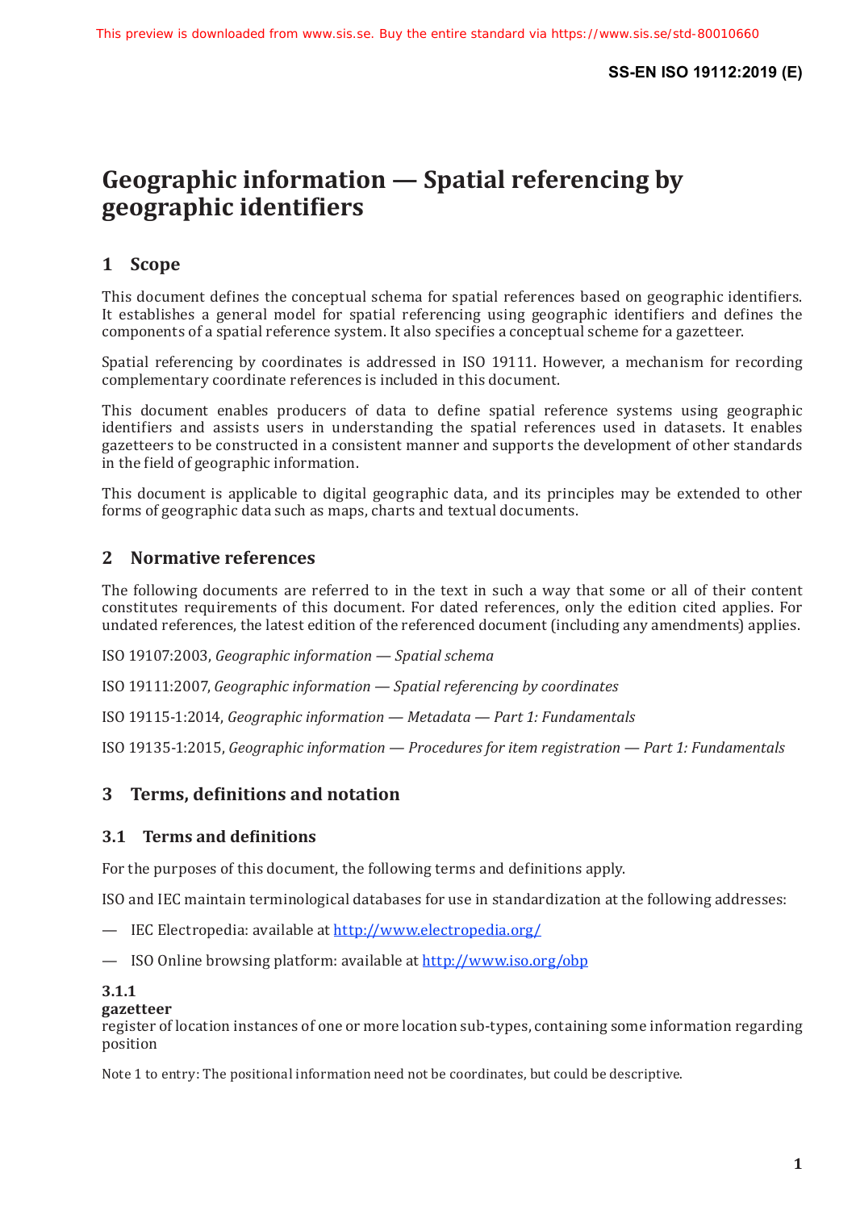# Geographic information — Spatial referencing by geographic identifiers

## 1 Scope

This document defines the conceptual schema for spatial references based on geographic identifiers. It establishes a general model for spatial referencing using geographic identifiers and defines the components of a spatial reference system. It also specifies a conceptual scheme for a gazetteer.

Spatial referencing by coordinates is addressed in ISO 19111. However, a mechanism for recording complementary coordinate references is included in this document.

This document enables producers of data to define spatial reference systems using geographic identifiers and assists users in understanding the spatial references used in datasets. It enables gazetteers to be constructed in a consistent manner and supports the development of other standards in the field of geographic information.

This document is applicable to digital geographic data, and its principles may be extended to other forms of geographic data such as maps, charts and textual documents.

## 2 Normative references

The following documents are referred to in the text in such a way that some or all of their content constitutes requirements of this document. For dated references, only the edition cited applies. For undated references, the latest edition of the referenced document (including any amendments) applies.

ISO 19107:2003, *Geographic information — Spatial schema*

ISO 19111:2007, *Geographic information — Spatial referencing by coordinates*

ISO 19115-1:2014, *Geographic information — Metadata — Part 1: Fundamentals*

ISO 19135-1:2015, *Geographic information — Procedures for item registration — Part 1: Fundamentals*

## 3 Terms, definitions and notation

### 3.1 Terms and definitions

For the purposes of this document, the following terms and definitions apply.

ISO and IEC maintain terminological databases for use in standardization at the following addresses:

— IEC Electropedia: available at http://www.electropedia.org/

— ISO Online browsing platform: available at http://www.iso.org/obp

**3.1.1**
**gazetteer**
register of location instances of one or more location sub-types, containing some information regarding position

Note 1 to entry: The positional information need not be coordinates, but could be descriptive.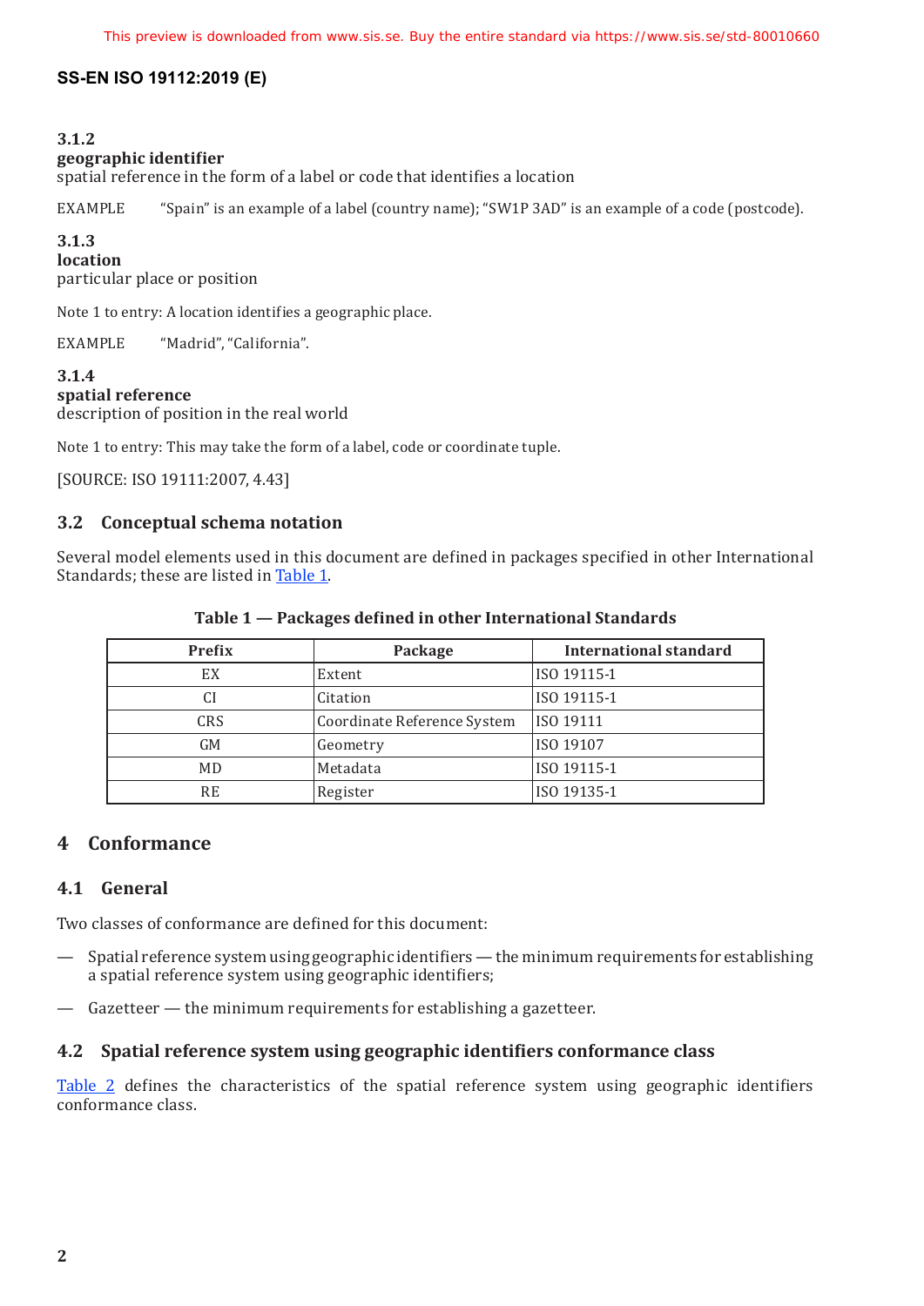### 3.1.2
**geographic identifier**
spatial reference in the form of a label or code that identifies a location

EXAMPLE "Spain" is an example of a label (country name); "SW1P 3AD" is an example of a code (postcode).

### 3.1.3
**location**
particular place or position

Note 1 to entry: A location identifies a geographic place.

EXAMPLE "Madrid", "California".

### 3.1.4
**spatial reference**
description of position in the real world

Note 1 to entry: This may take the form of a label, code or coordinate tuple.

[SOURCE: ISO 19111:2007, 4.43]

## 3.2 Conceptual schema notation

Several model elements used in this document are defined in packages specified in other International Standards; these are listed in Table 1.

**Table 1 — Packages defined in other International Standards**

| Prefix | Package | International standard |
|---|---|---|
| EX | Extent | ISO 19115-1 |
| CI | Citation | ISO 19115-1 |
| CRS | Coordinate Reference System | ISO 19111 |
| GM | Geometry | ISO 19107 |
| MD | Metadata | ISO 19115-1 |
| RE | Register | ISO 19135-1 |

# 4 Conformance

## 4.1 General

Two classes of conformance are defined for this document:

— Spatial reference system using geographic identifiers — the minimum requirements for establishing a spatial reference system using geographic identifiers;

— Gazetteer — the minimum requirements for establishing a gazetteer.

## 4.2 Spatial reference system using geographic identifiers conformance class

Table 2 defines the characteristics of the spatial reference system using geographic identifiers conformance class.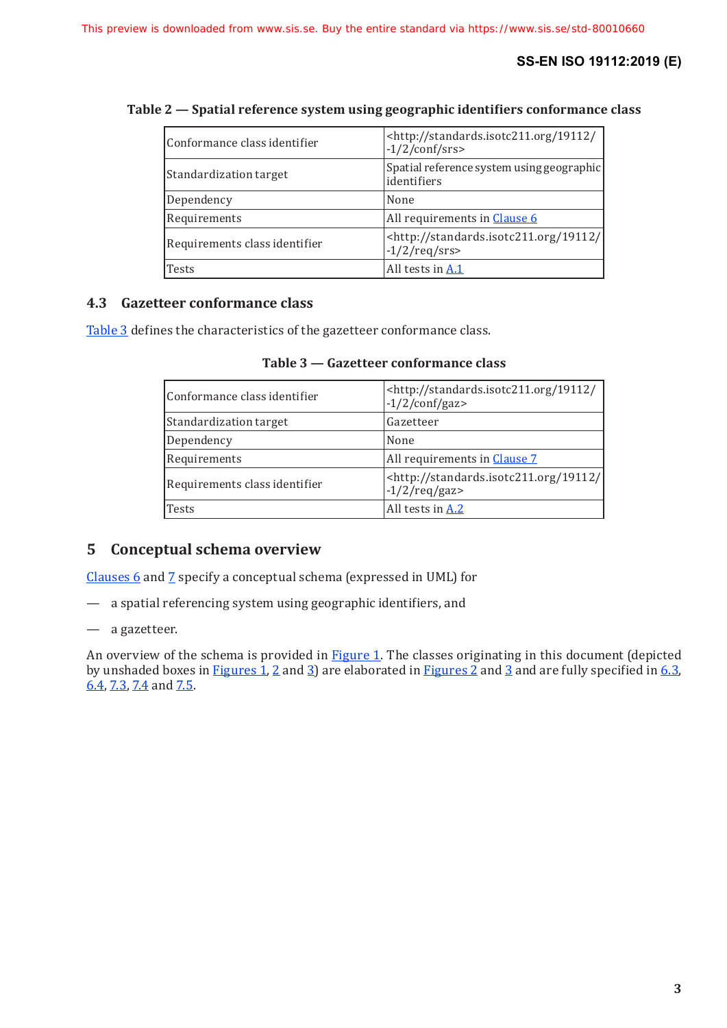**Table 2 — Spatial reference system using geographic identifiers conformance class**

| | |
|---|---|
| Conformance class identifier | <http://standards.isotc211.org/19112/-1/2/conf/srs> |
| Standardization target | Spatial reference system using geographic identifiers |
| Dependency | None |
| Requirements | All requirements in Clause 6 |
| Requirements class identifier | <http://standards.isotc211.org/19112/-1/2/req/srs> |
| Tests | All tests in A.1 |

## 4.3 Gazetteer conformance class

Table 3 defines the characteristics of the gazetteer conformance class.

**Table 3 — Gazetteer conformance class**

| | |
|---|---|
| Conformance class identifier | <http://standards.isotc211.org/19112/-1/2/conf/gaz> |
| Standardization target | Gazetteer |
| Dependency | None |
| Requirements | All requirements in Clause 7 |
| Requirements class identifier | <http://standards.isotc211.org/19112/-1/2/req/gaz> |
| Tests | All tests in A.2 |

# 5 Conceptual schema overview

Clauses 6 and 7 specify a conceptual schema (expressed in UML) for

— a spatial referencing system using geographic identifiers, and

— a gazetteer.

An overview of the schema is provided in Figure 1. The classes originating in this document (depicted by unshaded boxes in Figures 1, 2 and 3) are elaborated in Figures 2 and 3 and are fully specified in 6.3, 6.4, 7.3, 7.4 and 7.5.